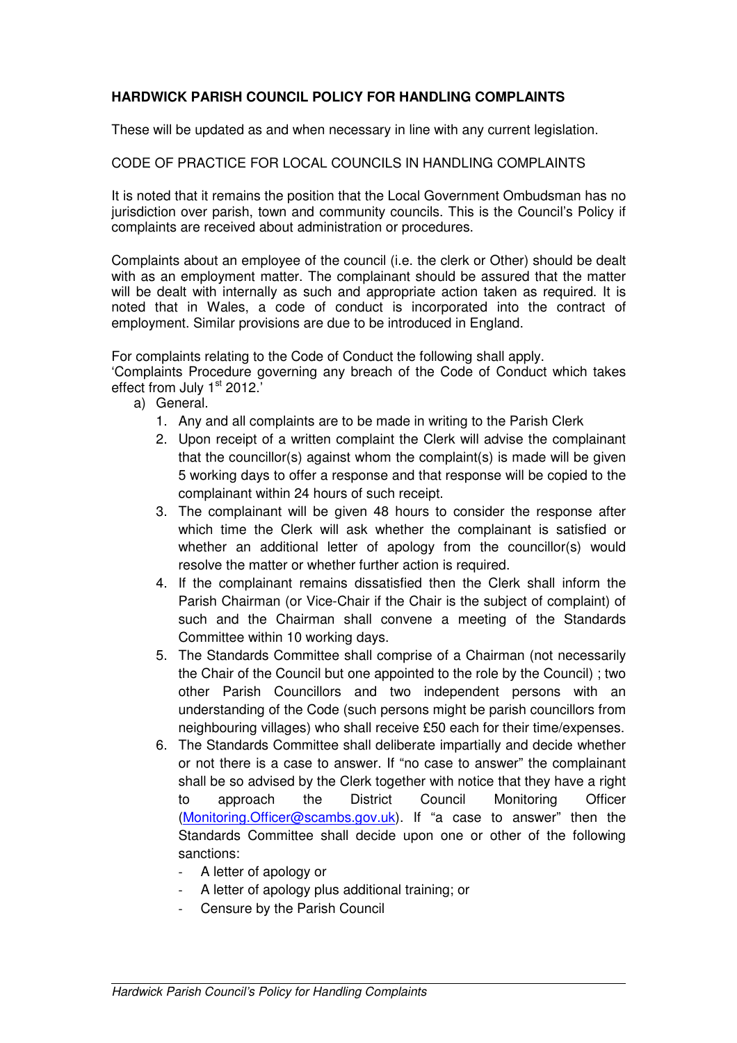**HARDWICK PARISH COUNCIL POLICY FOR HANDLING COMPLAINTS**

These will be updated as and when necessary in line with any current legislation.

CODE OF PRACTICE FOR LOCAL COUNCILS IN HANDLING COMPLAINTS

It is noted that it remains the position that the Local Government Ombudsman has no jurisdiction over parish, town and community councils. This is the Council's Policy if complaints are received about administration or procedures.

Complaints about an employee of the council (i.e. the clerk or Other) should be dealt with as an employment matter. The complainant should be assured that the matter will be dealt with internally as such and appropriate action taken as required. It is noted that in Wales, a code of conduct is incorporated into the contract of employment. Similar provisions are due to be introduced in England.

For complaints relating to the Code of Conduct the following shall apply.
'Complaints Procedure governing any breach of the Code of Conduct which takes effect from July 1st 2012.'

a) General.
   1. Any and all complaints are to be made in writing to the Parish Clerk
   2. Upon receipt of a written complaint the Clerk will advise the complainant that the councillor(s) against whom the complaint(s) is made will be given 5 working days to offer a response and that response will be copied to the complainant within 24 hours of such receipt.
   3. The complainant will be given 48 hours to consider the response after which time the Clerk will ask whether the complainant is satisfied or whether an additional letter of apology from the councillor(s) would resolve the matter or whether further action is required.
   4. If the complainant remains dissatisfied then the Clerk shall inform the Parish Chairman (or Vice-Chair if the Chair is the subject of complaint) of such and the Chairman shall convene a meeting of the Standards Committee within 10 working days.
   5. The Standards Committee shall comprise of a Chairman (not necessarily the Chair of the Council but one appointed to the role by the Council) ; two other Parish Councillors and two independent persons with an understanding of the Code (such persons might be parish councillors from neighbouring villages) who shall receive £50 each for their time/expenses.
   6. The Standards Committee shall deliberate impartially and decide whether or not there is a case to answer. If "no case to answer" the complainant shall be so advised by the Clerk together with notice that they have a right to approach the District Council Monitoring Officer (Monitoring.Officer@scambs.gov.uk). If "a case to answer" then the Standards Committee shall decide upon one or other of the following sanctions:
      - A letter of apology or
      - A letter of apology plus additional training; or
      - Censure by the Parish Council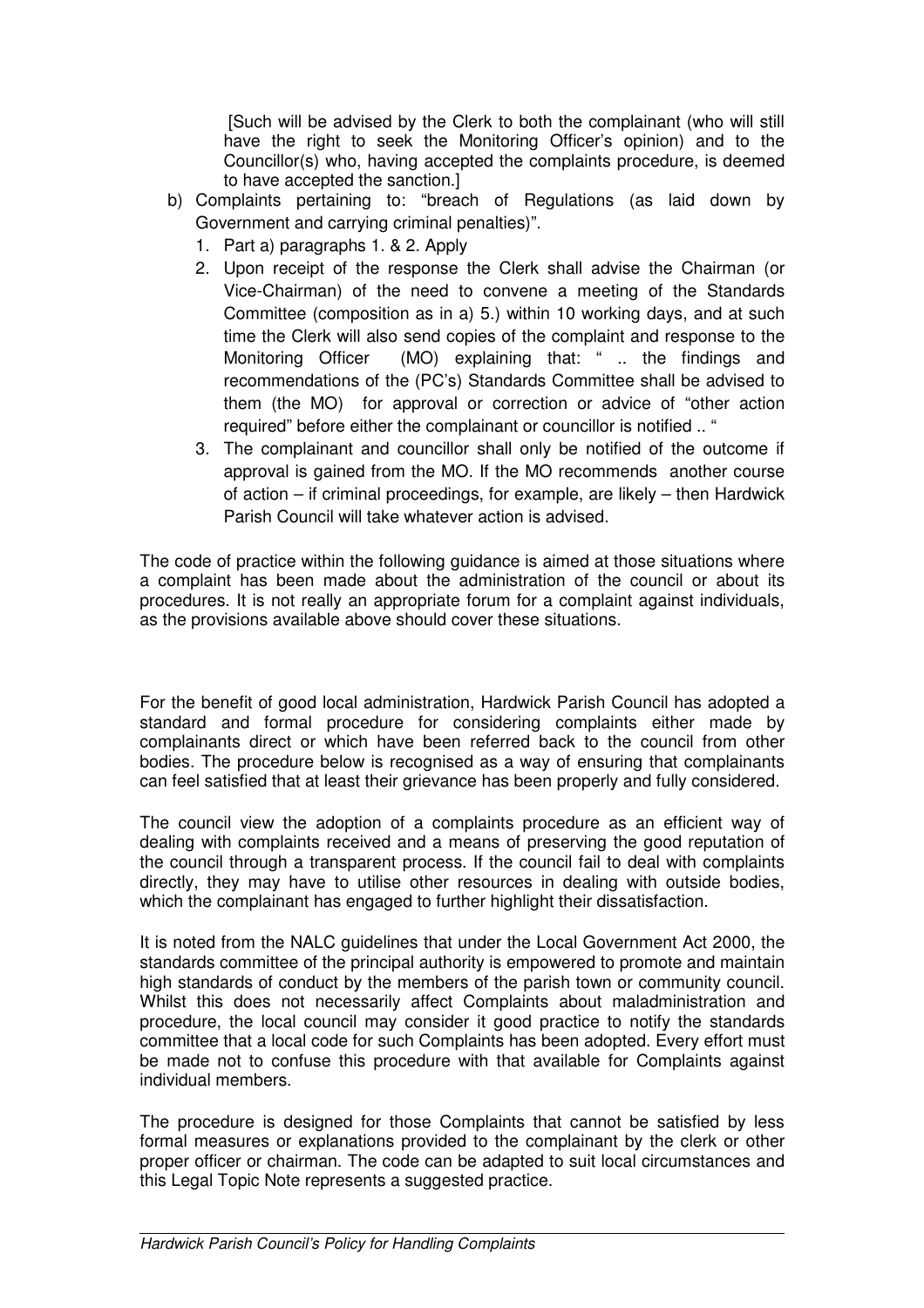[Such will be advised by the Clerk to both the complainant (who will still have the right to seek the Monitoring Officer's opinion) and to the Councillor(s) who, having accepted the complaints procedure, is deemed to have accepted the sanction.]

b) Complaints pertaining to: "breach of Regulations (as laid down by Government and carrying criminal penalties)".
   1. Part a) paragraphs 1. & 2. Apply
   2. Upon receipt of the response the Clerk shall advise the Chairman (or Vice-Chairman) of the need to convene a meeting of the Standards Committee (composition as in a) 5.) within 10 working days, and at such time the Clerk will also send copies of the complaint and response to the Monitoring Officer (MO) explaining that: " .. the findings and recommendations of the (PC's) Standards Committee shall be advised to them (the MO) for approval or correction or advice of "other action required" before either the complainant or councillor is notified .. "
   3. The complainant and councillor shall only be notified of the outcome if approval is gained from the MO. If the MO recommends another course of action – if criminal proceedings, for example, are likely – then Hardwick Parish Council will take whatever action is advised.

The code of practice within the following guidance is aimed at those situations where a complaint has been made about the administration of the council or about its procedures. It is not really an appropriate forum for a complaint against individuals, as the provisions available above should cover these situations.

For the benefit of good local administration, Hardwick Parish Council has adopted a standard and formal procedure for considering complaints either made by complainants direct or which have been referred back to the council from other bodies. The procedure below is recognised as a way of ensuring that complainants can feel satisfied that at least their grievance has been properly and fully considered.

The council view the adoption of a complaints procedure as an efficient way of dealing with complaints received and a means of preserving the good reputation of the council through a transparent process. If the council fail to deal with complaints directly, they may have to utilise other resources in dealing with outside bodies, which the complainant has engaged to further highlight their dissatisfaction.

It is noted from the NALC guidelines that under the Local Government Act 2000, the standards committee of the principal authority is empowered to promote and maintain high standards of conduct by the members of the parish town or community council. Whilst this does not necessarily affect Complaints about maladministration and procedure, the local council may consider it good practice to notify the standards committee that a local code for such Complaints has been adopted. Every effort must be made not to confuse this procedure with that available for Complaints against individual members.

The procedure is designed for those Complaints that cannot be satisfied by less formal measures or explanations provided to the complainant by the clerk or other proper officer or chairman. The code can be adapted to suit local circumstances and this Legal Topic Note represents a suggested practice.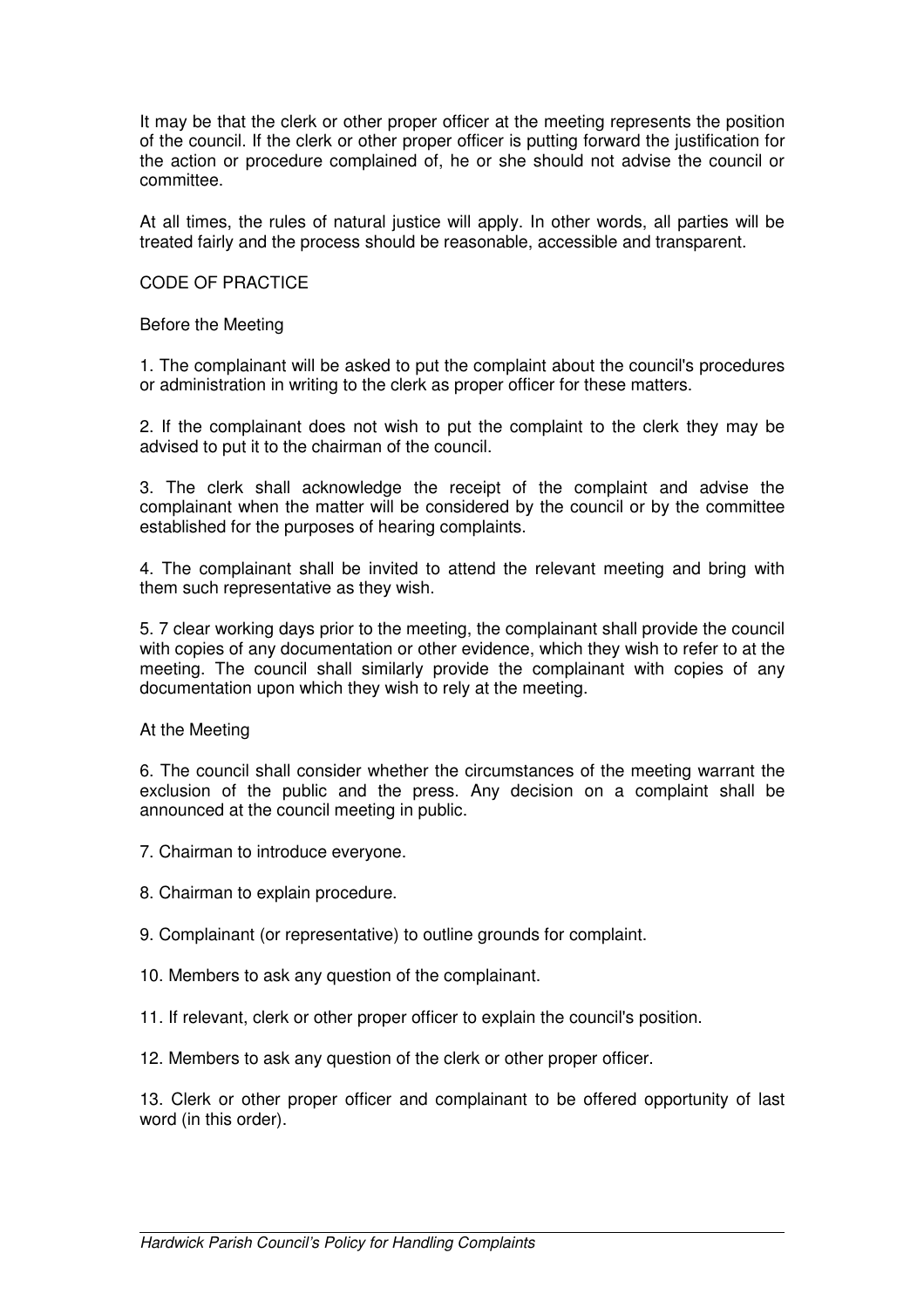It may be that the clerk or other proper officer at the meeting represents the position of the council. If the clerk or other proper officer is putting forward the justification for the action or procedure complained of, he or she should not advise the council or committee.

At all times, the rules of natural justice will apply. In other words, all parties will be treated fairly and the process should be reasonable, accessible and transparent.

## CODE OF PRACTICE

### Before the Meeting

1. The complainant will be asked to put the complaint about the council's procedures or administration in writing to the clerk as proper officer for these matters.

2. If the complainant does not wish to put the complaint to the clerk they may be advised to put it to the chairman of the council.

3. The clerk shall acknowledge the receipt of the complaint and advise the complainant when the matter will be considered by the council or by the committee established for the purposes of hearing complaints.

4. The complainant shall be invited to attend the relevant meeting and bring with them such representative as they wish.

5. 7 clear working days prior to the meeting, the complainant shall provide the council with copies of any documentation or other evidence, which they wish to refer to at the meeting. The council shall similarly provide the complainant with copies of any documentation upon which they wish to rely at the meeting.

### At the Meeting

6. The council shall consider whether the circumstances of the meeting warrant the exclusion of the public and the press. Any decision on a complaint shall be announced at the council meeting in public.

7. Chairman to introduce everyone.

8. Chairman to explain procedure.

9. Complainant (or representative) to outline grounds for complaint.

10. Members to ask any question of the complainant.

11. If relevant, clerk or other proper officer to explain the council's position.

12. Members to ask any question of the clerk or other proper officer.

13. Clerk or other proper officer and complainant to be offered opportunity of last word (in this order).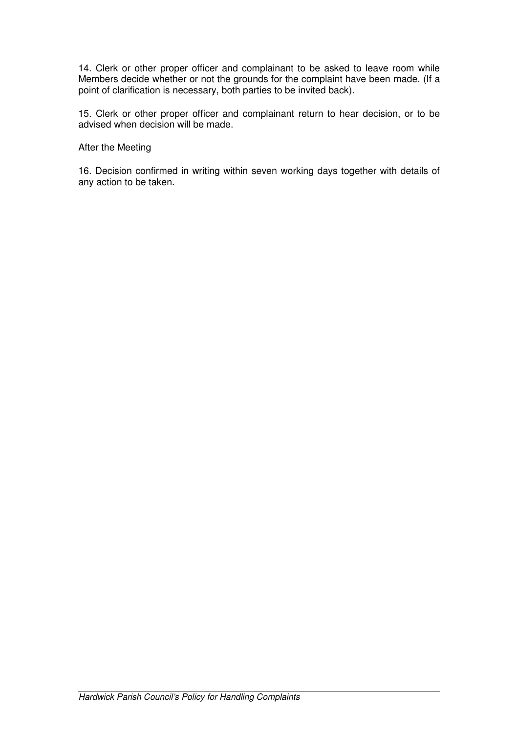14. Clerk or other proper officer and complainant to be asked to leave room while Members decide whether or not the grounds for the complaint have been made. (If a point of clarification is necessary, both parties to be invited back).

15. Clerk or other proper officer and complainant return to hear decision, or to be advised when decision will be made.

After the Meeting

16. Decision confirmed in writing within seven working days together with details of any action to be taken.